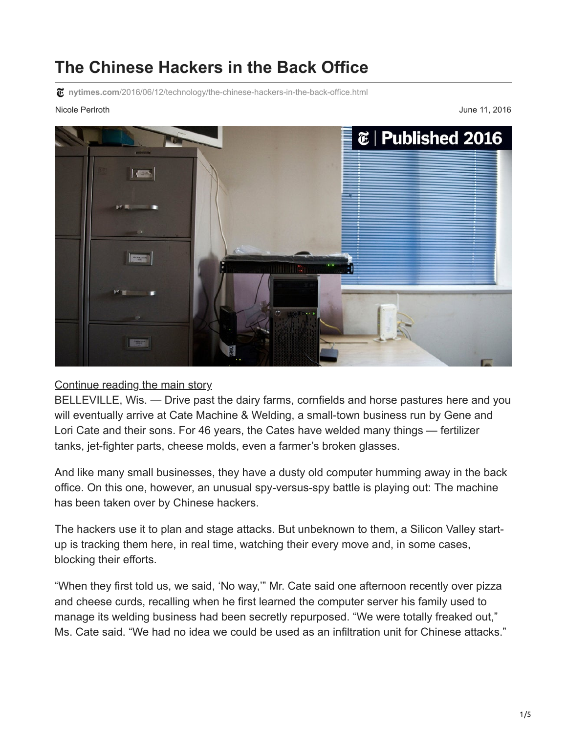# The Chinese Hackers in the Back Office

nytimes.com/2016/06/12/technology/the-chinese-hackers-in-the-back-office.html

Nicole Perlroth

June 11, 2016

Continue reading the main story

BELLEVILLE, Wis. — Drive past the dairy farms, cornfields and horse pastures here and you will eventually arrive at Cate Machine & Welding, a small-town business run by Gene and Lori Cate and their sons. For 46 years, the Cates have welded many things — fertilizer tanks, jet-fighter parts, cheese molds, even a farmer's broken glasses.

And like many small businesses, they have a dusty old computer humming away in the back office. On this one, however, an unusual spy-versus-spy battle is playing out: The machine has been taken over by Chinese hackers.

The hackers use it to plan and stage attacks. But unbeknown to them, a Silicon Valley start-up is tracking them here, in real time, watching their every move and, in some cases, blocking their efforts.

"When they first told us, we said, 'No way,'" Mr. Cate said one afternoon recently over pizza and cheese curds, recalling when he first learned the computer server his family used to manage its welding business had been secretly repurposed. "We were totally freaked out," Ms. Cate said. "We had no idea we could be used as an infiltration unit for Chinese attacks."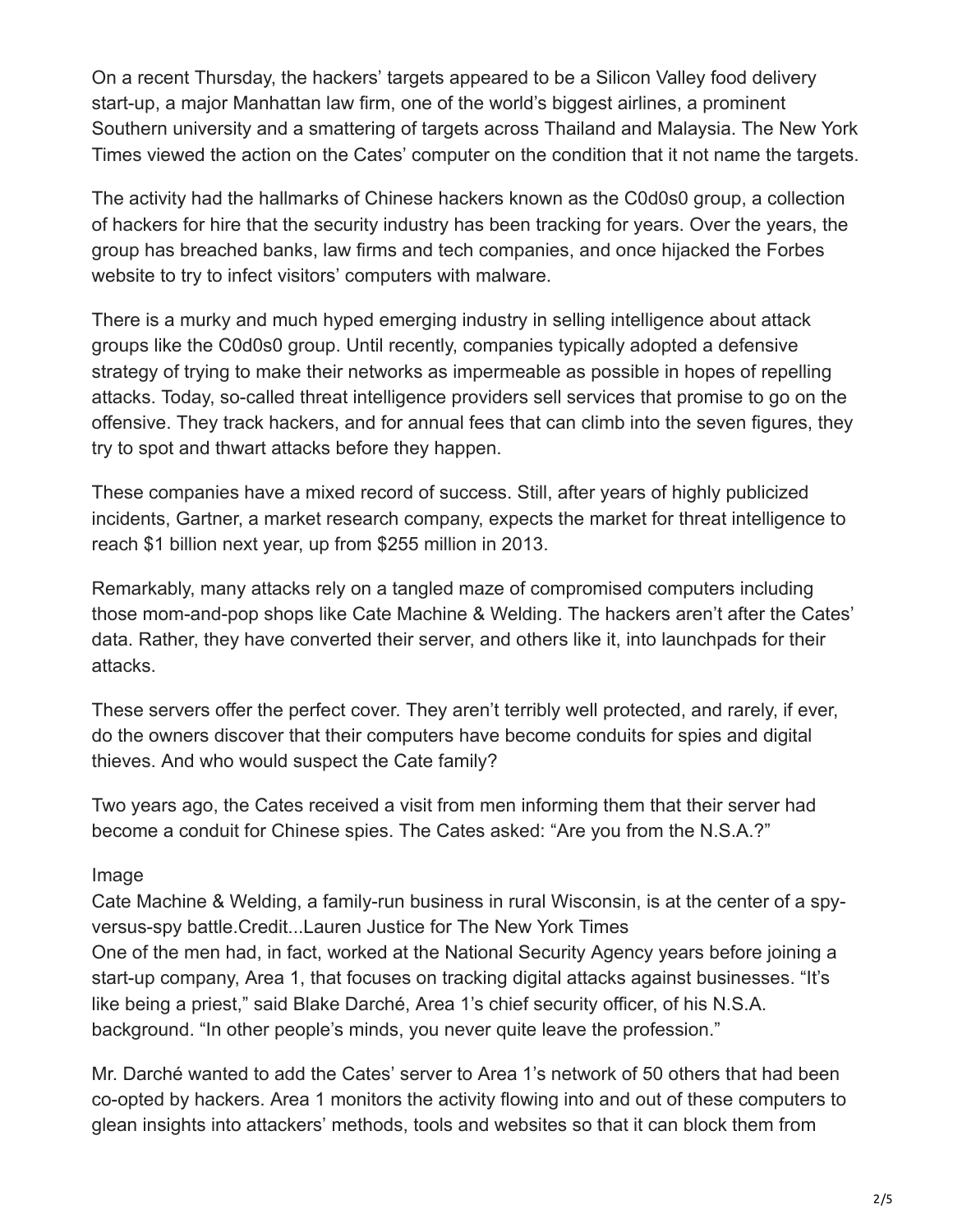On a recent Thursday, the hackers' targets appeared to be a Silicon Valley food delivery start-up, a major Manhattan law firm, one of the world's biggest airlines, a prominent Southern university and a smattering of targets across Thailand and Malaysia. The New York Times viewed the action on the Cates' computer on the condition that it not name the targets.

The activity had the hallmarks of Chinese hackers known as the C0d0s0 group, a collection of hackers for hire that the security industry has been tracking for years. Over the years, the group has breached banks, law firms and tech companies, and once hijacked the Forbes website to try to infect visitors' computers with malware.

There is a murky and much hyped emerging industry in selling intelligence about attack groups like the C0d0s0 group. Until recently, companies typically adopted a defensive strategy of trying to make their networks as impermeable as possible in hopes of repelling attacks. Today, so-called threat intelligence providers sell services that promise to go on the offensive. They track hackers, and for annual fees that can climb into the seven figures, they try to spot and thwart attacks before they happen.

These companies have a mixed record of success. Still, after years of highly publicized incidents, Gartner, a market research company, expects the market for threat intelligence to reach $1 billion next year, up from $255 million in 2013.

Remarkably, many attacks rely on a tangled maze of compromised computers including those mom-and-pop shops like Cate Machine & Welding. The hackers aren't after the Cates' data. Rather, they have converted their server, and others like it, into launchpads for their attacks.

These servers offer the perfect cover. They aren't terribly well protected, and rarely, if ever, do the owners discover that their computers have become conduits for spies and digital thieves. And who would suspect the Cate family?

Two years ago, the Cates received a visit from men informing them that their server had become a conduit for Chinese spies. The Cates asked: "Are you from the N.S.A.?"

Image

Cate Machine & Welding, a family-run business in rural Wisconsin, is at the center of a spy-versus-spy battle.Credit...Lauren Justice for The New York Times

One of the men had, in fact, worked at the National Security Agency years before joining a start-up company, Area 1, that focuses on tracking digital attacks against businesses. "It's like being a priest," said Blake Darché, Area 1's chief security officer, of his N.S.A. background. "In other people's minds, you never quite leave the profession."

Mr. Darché wanted to add the Cates' server to Area 1's network of 50 others that had been co-opted by hackers. Area 1 monitors the activity flowing into and out of these computers to glean insights into attackers' methods, tools and websites so that it can block them from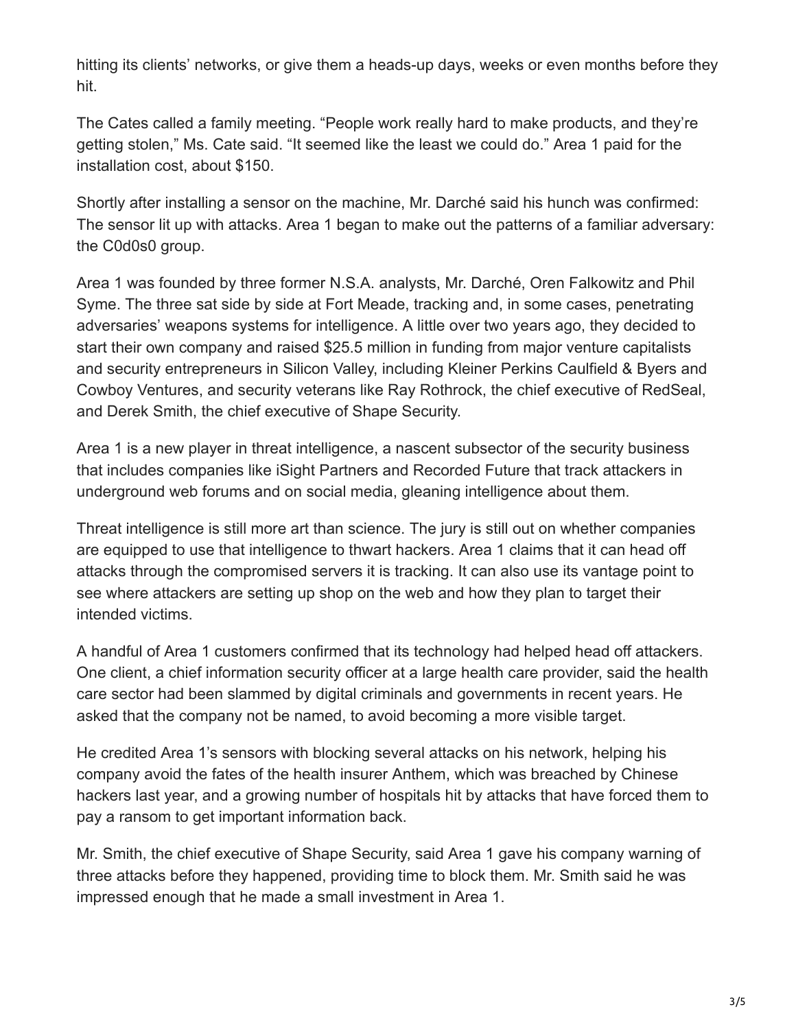hitting its clients' networks, or give them a heads-up days, weeks or even months before they hit.

The Cates called a family meeting. "People work really hard to make products, and they're getting stolen," Ms. Cate said. "It seemed like the least we could do." Area 1 paid for the installation cost, about $150.

Shortly after installing a sensor on the machine, Mr. Darché said his hunch was confirmed: The sensor lit up with attacks. Area 1 began to make out the patterns of a familiar adversary: the C0d0s0 group.

Area 1 was founded by three former N.S.A. analysts, Mr. Darché, Oren Falkowitz and Phil Syme. The three sat side by side at Fort Meade, tracking and, in some cases, penetrating adversaries' weapons systems for intelligence. A little over two years ago, they decided to start their own company and raised $25.5 million in funding from major venture capitalists and security entrepreneurs in Silicon Valley, including Kleiner Perkins Caulfield & Byers and Cowboy Ventures, and security veterans like Ray Rothrock, the chief executive of RedSeal, and Derek Smith, the chief executive of Shape Security.

Area 1 is a new player in threat intelligence, a nascent subsector of the security business that includes companies like iSight Partners and Recorded Future that track attackers in underground web forums and on social media, gleaning intelligence about them.

Threat intelligence is still more art than science. The jury is still out on whether companies are equipped to use that intelligence to thwart hackers. Area 1 claims that it can head off attacks through the compromised servers it is tracking. It can also use its vantage point to see where attackers are setting up shop on the web and how they plan to target their intended victims.

A handful of Area 1 customers confirmed that its technology had helped head off attackers. One client, a chief information security officer at a large health care provider, said the health care sector had been slammed by digital criminals and governments in recent years. He asked that the company not be named, to avoid becoming a more visible target.

He credited Area 1's sensors with blocking several attacks on his network, helping his company avoid the fates of the health insurer Anthem, which was breached by Chinese hackers last year, and a growing number of hospitals hit by attacks that have forced them to pay a ransom to get important information back.

Mr. Smith, the chief executive of Shape Security, said Area 1 gave his company warning of three attacks before they happened, providing time to block them. Mr. Smith said he was impressed enough that he made a small investment in Area 1.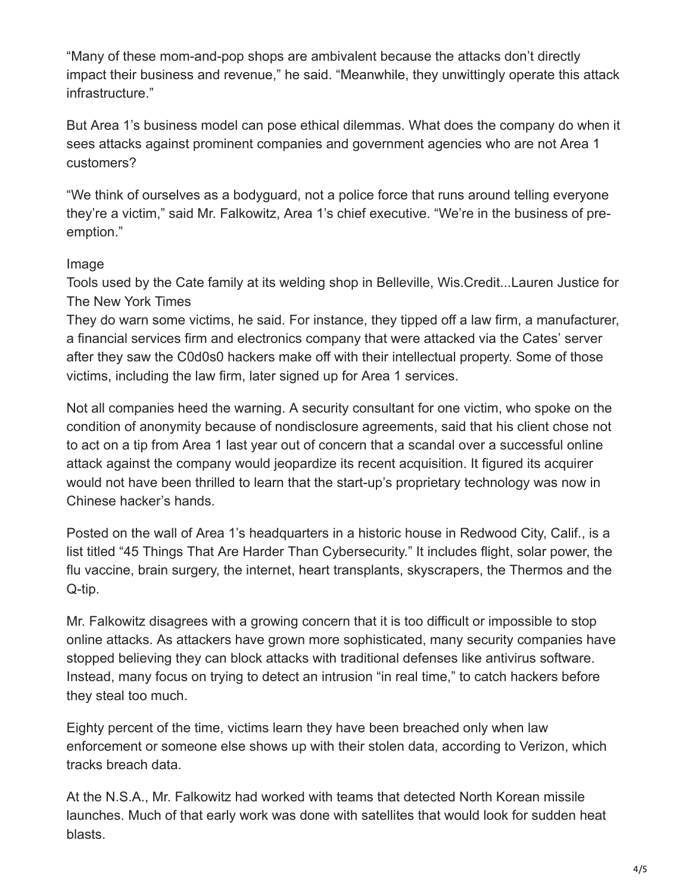“Many of these mom-and-pop shops are ambivalent because the attacks don’t directly impact their business and revenue,” he said. “Meanwhile, they unwittingly operate this attack infrastructure.”

But Area 1’s business model can pose ethical dilemmas. What does the company do when it sees attacks against prominent companies and government agencies who are not Area 1 customers?

“We think of ourselves as a bodyguard, not a police force that runs around telling everyone they’re a victim,” said Mr. Falkowitz, Area 1’s chief executive. “We’re in the business of pre-emption.”

Image

Tools used by the Cate family at its welding shop in Belleville, Wis.Credit...Lauren Justice for The New York Times

They do warn some victims, he said. For instance, they tipped off a law firm, a manufacturer, a financial services firm and electronics company that were attacked via the Cates’ server after they saw the C0d0s0 hackers make off with their intellectual property. Some of those victims, including the law firm, later signed up for Area 1 services.

Not all companies heed the warning. A security consultant for one victim, who spoke on the condition of anonymity because of nondisclosure agreements, said that his client chose not to act on a tip from Area 1 last year out of concern that a scandal over a successful online attack against the company would jeopardize its recent acquisition. It figured its acquirer would not have been thrilled to learn that the start-up’s proprietary technology was now in Chinese hacker’s hands.

Posted on the wall of Area 1’s headquarters in a historic house in Redwood City, Calif., is a list titled “45 Things That Are Harder Than Cybersecurity.” It includes flight, solar power, the flu vaccine, brain surgery, the internet, heart transplants, skyscrapers, the Thermos and the Q-tip.

Mr. Falkowitz disagrees with a growing concern that it is too difficult or impossible to stop online attacks. As attackers have grown more sophisticated, many security companies have stopped believing they can block attacks with traditional defenses like antivirus software. Instead, many focus on trying to detect an intrusion “in real time,” to catch hackers before they steal too much.

Eighty percent of the time, victims learn they have been breached only when law enforcement or someone else shows up with their stolen data, according to Verizon, which tracks breach data.

At the N.S.A., Mr. Falkowitz had worked with teams that detected North Korean missile launches. Much of that early work was done with satellites that would look for sudden heat blasts.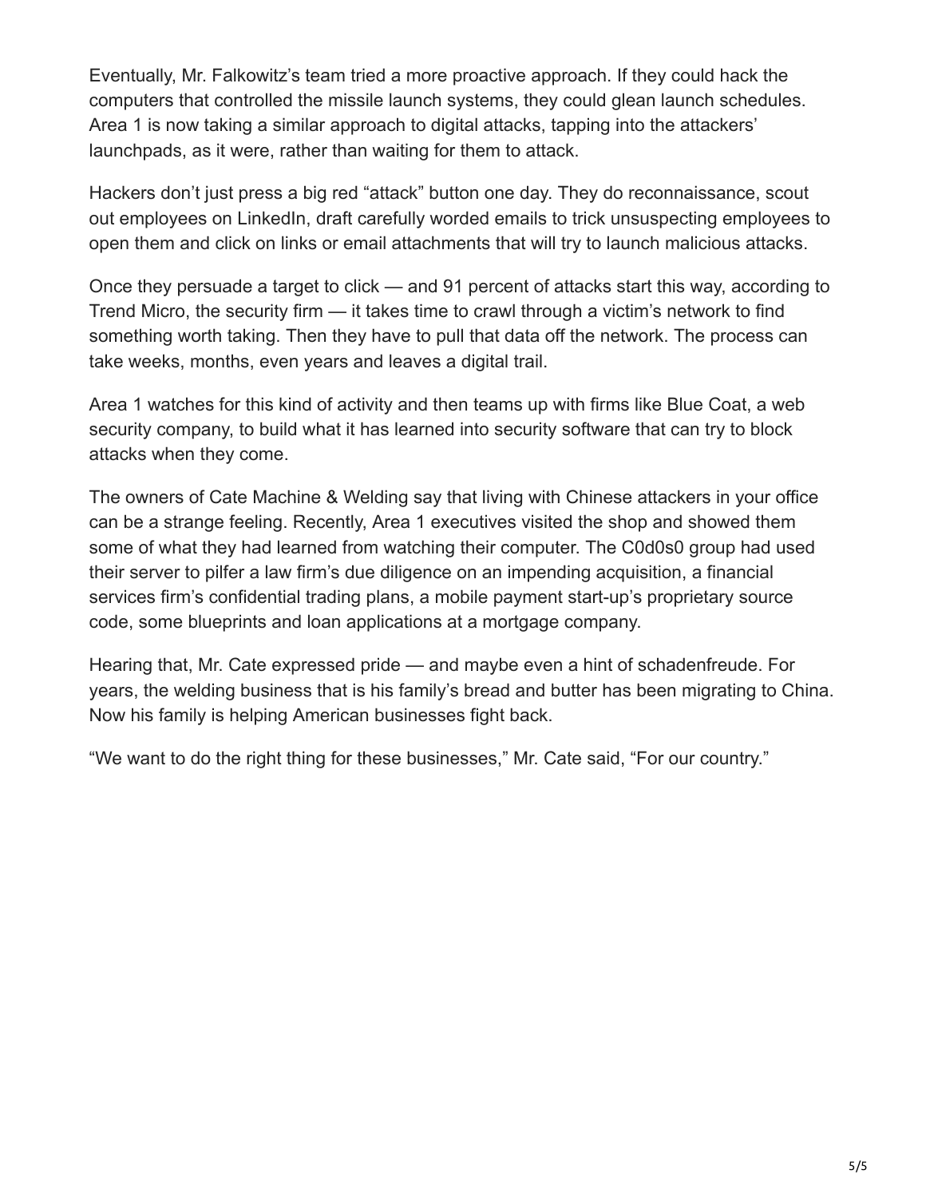Eventually, Mr. Falkowitz's team tried a more proactive approach. If they could hack the computers that controlled the missile launch systems, they could glean launch schedules. Area 1 is now taking a similar approach to digital attacks, tapping into the attackers' launchpads, as it were, rather than waiting for them to attack.

Hackers don't just press a big red "attack" button one day. They do reconnaissance, scout out employees on LinkedIn, draft carefully worded emails to trick unsuspecting employees to open them and click on links or email attachments that will try to launch malicious attacks.

Once they persuade a target to click — and 91 percent of attacks start this way, according to Trend Micro, the security firm — it takes time to crawl through a victim's network to find something worth taking. Then they have to pull that data off the network. The process can take weeks, months, even years and leaves a digital trail.

Area 1 watches for this kind of activity and then teams up with firms like Blue Coat, a web security company, to build what it has learned into security software that can try to block attacks when they come.

The owners of Cate Machine & Welding say that living with Chinese attackers in your office can be a strange feeling. Recently, Area 1 executives visited the shop and showed them some of what they had learned from watching their computer. The C0d0s0 group had used their server to pilfer a law firm's due diligence on an impending acquisition, a financial services firm's confidential trading plans, a mobile payment start-up's proprietary source code, some blueprints and loan applications at a mortgage company.

Hearing that, Mr. Cate expressed pride — and maybe even a hint of schadenfreude. For years, the welding business that is his family's bread and butter has been migrating to China. Now his family is helping American businesses fight back.

"We want to do the right thing for these businesses," Mr. Cate said, "For our country."